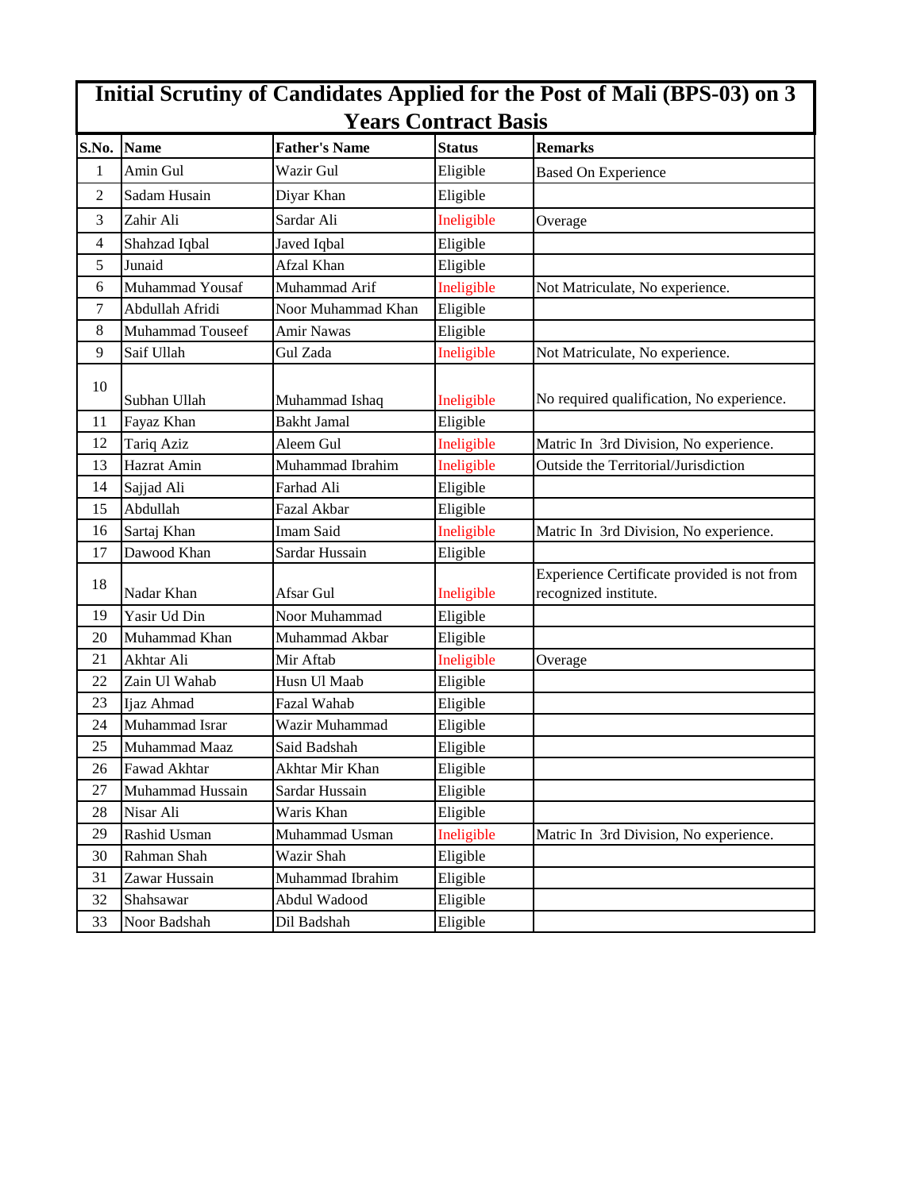# Initial Scrutiny of Candidates Applied for the Post of Mali (BPS-03) on 3 Years Contract Basis

| S.No. | Name | Father's Name | Status | Remarks |
|---|---|---|---|---|
| 1 | Amin Gul | Wazir Gul | Eligible | Based On Experience |
| 2 | Sadam Husain | Diyar Khan | Eligible | |
| 3 | Zahir Ali | Sardar Ali | Ineligible | Overage |
| 4 | Shahzad Iqbal | Javed Iqbal | Eligible | |
| 5 | Junaid | Afzal Khan | Eligible | |
| 6 | Muhammad Yousaf | Muhammad Arif | Ineligible | Not Matriculate, No experience. |
| 7 | Abdullah Afridi | Noor Muhammad Khan | Eligible | |
| 8 | Muhammad Touseef | Amir Nawas | Eligible | |
| 9 | Saif Ullah | Gul Zada | Ineligible | Not Matriculate, No experience. |
| 10 | Subhan Ullah | Muhammad Ishaq | Ineligible | No required qualification, No experience. |
| 11 | Fayaz Khan | Bakht Jamal | Eligible | |
| 12 | Tariq Aziz | Aleem Gul | Ineligible | Matric In 3rd Division, No experience. |
| 13 | Hazrat Amin | Muhammad Ibrahim | Ineligible | Outside the Territorial/Jurisdiction |
| 14 | Sajjad Ali | Farhad Ali | Eligible | |
| 15 | Abdullah | Fazal Akbar | Eligible | |
| 16 | Sartaj Khan | Imam Said | Ineligible | Matric In 3rd Division, No experience. |
| 17 | Dawood Khan | Sardar Hussain | Eligible | |
| 18 | Nadar Khan | Afsar Gul | Ineligible | Experience Certificate provided is not from recognized institute. |
| 19 | Yasir Ud Din | Noor Muhammad | Eligible | |
| 20 | Muhammad Khan | Muhammad Akbar | Eligible | |
| 21 | Akhtar Ali | Mir Aftab | Ineligible | Overage |
| 22 | Zain Ul Wahab | Husn Ul Maab | Eligible | |
| 23 | Ijaz Ahmad | Fazal Wahab | Eligible | |
| 24 | Muhammad Israr | Wazir Muhammad | Eligible | |
| 25 | Muhammad Maaz | Said Badshah | Eligible | |
| 26 | Fawad Akhtar | Akhtar Mir Khan | Eligible | |
| 27 | Muhammad Hussain | Sardar Hussain | Eligible | |
| 28 | Nisar Ali | Waris Khan | Eligible | |
| 29 | Rashid Usman | Muhammad Usman | Ineligible | Matric In 3rd Division, No experience. |
| 30 | Rahman Shah | Wazir Shah | Eligible | |
| 31 | Zawar Hussain | Muhammad Ibrahim | Eligible | |
| 32 | Shahsawar | Abdul Wadood | Eligible | |
| 33 | Noor Badshah | Dil Badshah | Eligible | |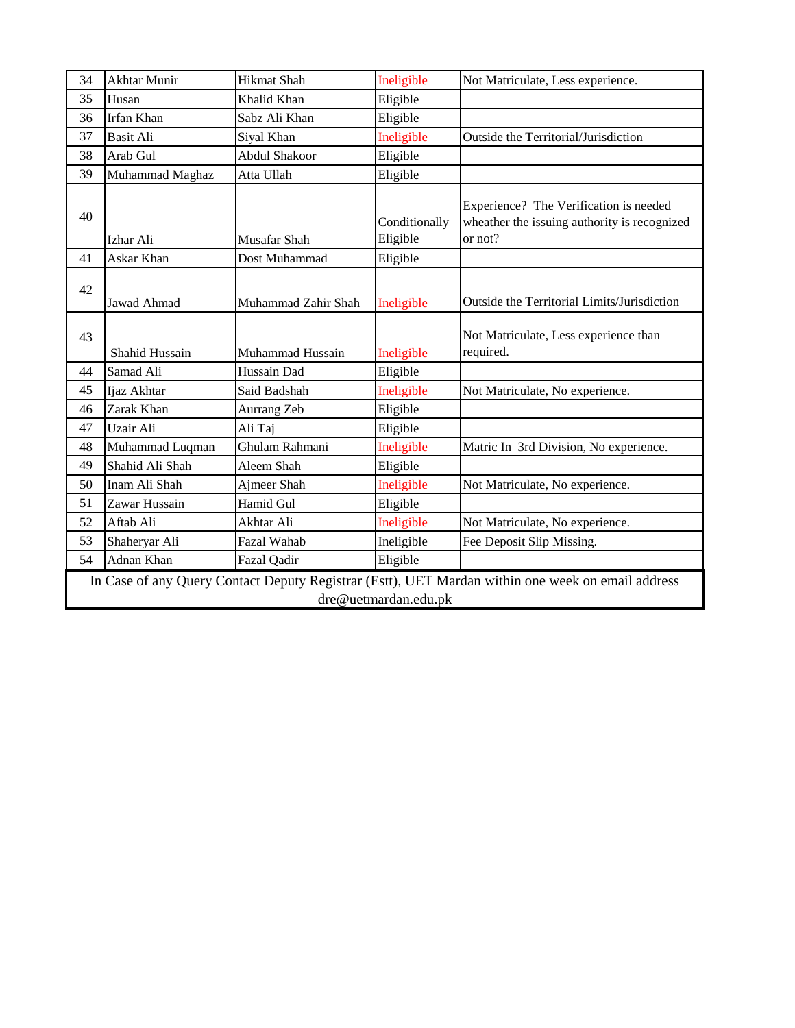| | | | | |
|---|---|---|---|---|
| 34 | Akhtar Munir | Hikmat Shah | Ineligible | Not Matriculate, Less experience. |
| 35 | Husan | Khalid Khan | Eligible | |
| 36 | Irfan Khan | Sabz Ali Khan | Eligible | |
| 37 | Basit Ali | Siyal Khan | Ineligible | Outside the Territorial/Jurisdiction |
| 38 | Arab Gul | Abdul Shakoor | Eligible | |
| 39 | Muhammad Maghaz | Atta Ullah | Eligible | |
| 40 | Izhar Ali | Musafar Shah | Conditionally Eligible | Experience? The Verification is needed wheather the issuing authority is recognized or not? |
| 41 | Askar Khan | Dost Muhammad | Eligible | |
| 42 | Jawad Ahmad | Muhammad Zahir Shah | Ineligible | Outside the Territorial Limits/Jurisdiction |
| 43 | Shahid Hussain | Muhammad Hussain | Ineligible | Not Matriculate, Less experience than required. |
| 44 | Samad Ali | Hussain Dad | Eligible | |
| 45 | Ijaz Akhtar | Said Badshah | Ineligible | Not Matriculate, No experience. |
| 46 | Zarak Khan | Aurrang Zeb | Eligible | |
| 47 | Uzair Ali | Ali Taj | Eligible | |
| 48 | Muhammad Luqman | Ghulam Rahmani | Ineligible | Matric In 3rd Division, No experience. |
| 49 | Shahid Ali Shah | Aleem Shah | Eligible | |
| 50 | Inam Ali Shah | Ajmeer Shah | Ineligible | Not Matriculate, No experience. |
| 51 | Zawar Hussain | Hamid Gul | Eligible | |
| 52 | Aftab Ali | Akhtar Ali | Ineligible | Not Matriculate, No experience. |
| 53 | Shaheryar Ali | Fazal Wahab | Ineligible | Fee Deposit Slip Missing. |
| 54 | Adnan Khan | Fazal Qadir | Eligible | |

In Case of any Query Contact Deputy Registrar (Estt), UET Mardan within one week on email address dre@uetmardan.edu.pk